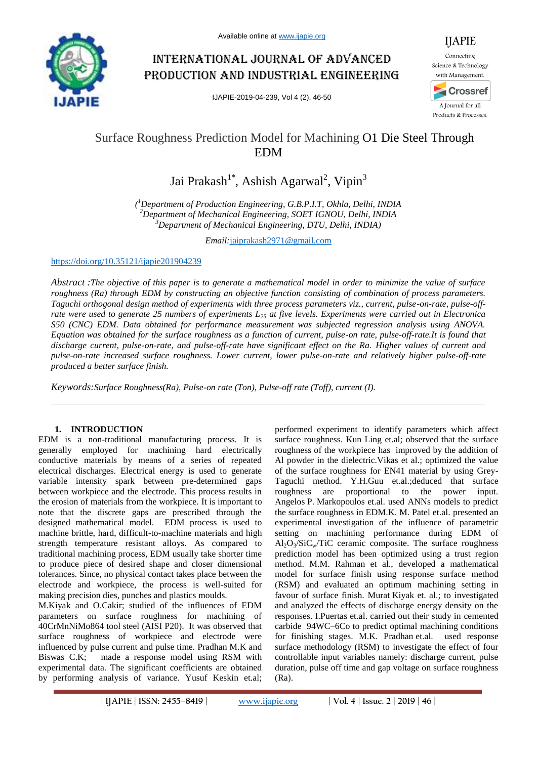# Surface Roughness Prediction Model for Machining O1 Die Steel Through EDM

Jai Prakash[1*], Ashish Agarwal[2], Vipin[3]

*([1]Department of Production Engineering, G.B.P.I.T, Okhla, Delhi, INDIA*
*[2]Department of Mechanical Engineering, SOET IGNOU, Delhi, INDIA*
*[3]Department of Mechanical Engineering, DTU, Delhi, INDIA)*

*Email:* jaiprakash2971@gmail.com

https://doi.org/10.35121/ijapie201904239

*Abstract :The objective of this paper is to generate a mathematical model in order to minimize the value of surface roughness (Ra) through EDM by constructing an objective function consisting of combination of process parameters. Taguchi orthogonal design method of experiments with three process parameters viz., current, pulse-on-rate, pulse-off-rate were used to generate 25 numbers of experiments $L_{25}$ at five levels. Experiments were carried out in Electronica S50 (CNC) EDM. Data obtained for performance measurement was subjected regression analysis using ANOVA. Equation was obtained for the surface roughness as a function of current, pulse-on rate, pulse-off-rate.It is found that discharge current, pulse-on-rate, and pulse-off-rate have significant effect on the Ra. Higher values of current and pulse-on-rate increased surface roughness. Lower current, lower pulse-on-rate and relatively higher pulse-off-rate produced a better surface finish.*

*Keywords:Surface Roughness(Ra), Pulse-on rate (Ton), Pulse-off rate (Toff), current (I).*

## 1. INTRODUCTION

EDM is a non-traditional manufacturing process. It is generally employed for machining hard electrically conductive materials by means of a series of repeated electrical discharges. Electrical energy is used to generate variable intensity spark between pre-determined gaps between workpiece and the electrode. This process results in the erosion of materials from the workpiece. It is important to note that the discrete gaps are prescribed through the designed mathematical model. EDM process is used to machine brittle, hard, difficult-to-machine materials and high strength temperature resistant alloys. As compared to traditional machining process, EDM usually take shorter time to produce piece of desired shape and closer dimensional tolerances. Since, no physical contact takes place between the electrode and workpiece, the process is well-suited for making precision dies, punches and plastics moulds.

M.Kiyak and O.Cakir; studied of the influences of EDM parameters on surface roughness for machining of 40CrMnNiMo864 tool steel (AISI P20). It was observed that surface roughness of workpiece and electrode were influenced by pulse current and pulse time. Pradhan M.K and Biswas C.K; made a response model using RSM with experimental data. The significant coefficients are obtained by performing analysis of variance. Yusuf Keskin et.al; performed experiment to identify parameters which affect surface roughness. Kun Ling et.al; observed that the surface roughness of the workpiece has improved by the addition of Al powder in the dielectric.Vikas et al.; optimized the value of the surface roughness for EN41 material by using Grey-Taguchi method. Y.H.Guu et.al.;deduced that surface roughness are proportional to the power input. Angelos P. Markopoulos et.al. used ANNs models to predict the surface roughness in EDM.K. M. Patel et.al. presented an experimental investigation of the influence of parametric setting on machining performance during EDM of $Al_2O_3/SiC_w/TiC$ ceramic composite. The surface roughness prediction model has been optimized using a trust region method. M.M. Rahman et al., developed a mathematical model for surface finish using response surface method (RSM) and evaluated an optimum machining setting in favour of surface finish. Murat Kiyak et. al.; to investigated and analyzed the effects of discharge energy density on the responses. I.Puertas et.al. carried out their study in cemented carbide 94WC–6Co to predict optimal machining conditions for finishing stages. M.K. Pradhan et.al. used response surface methodology (RSM) to investigate the effect of four controllable input variables namely: discharge current, pulse duration, pulse off time and gap voltage on surface roughness (Ra).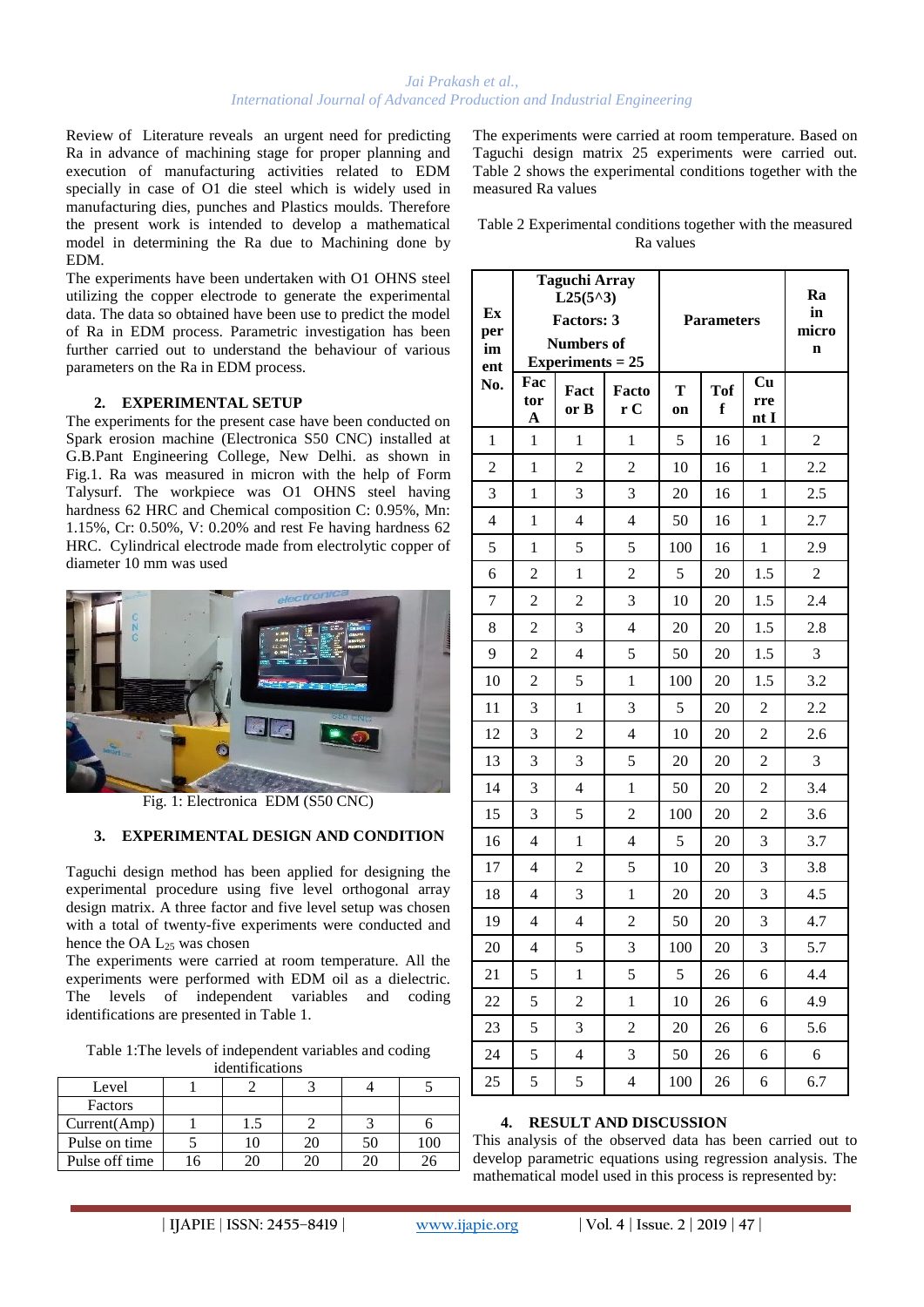Review of Literature reveals an urgent need for predicting Ra in advance of machining stage for proper planning and execution of manufacturing activities related to EDM specially in case of O1 die steel which is widely used in manufacturing dies, punches and Plastics moulds. Therefore the present work is intended to develop a mathematical model in determining the Ra due to Machining done by EDM.

The experiments have been undertaken with O1 OHNS steel utilizing the copper electrode to generate the experimental data. The data so obtained have been use to predict the model of Ra in EDM process. Parametric investigation has been further carried out to understand the behaviour of various parameters on the Ra in EDM process.

## 2. EXPERIMENTAL SETUP

The experiments for the present case have been conducted on Spark erosion machine (Electronica S50 CNC) installed at G.B.Pant Engineering College, New Delhi. as shown in Fig.1. Ra was measured in micron with the help of Form Talysurf. The workpiece was O1 OHNS steel having hardness 62 HRC and Chemical composition C: 0.95%, Mn: 1.15%, Cr: 0.50%, V: 0.20% and rest Fe having hardness 62 HRC. Cylindrical electrode made from electrolytic copper of diameter 10 mm was used

Fig. 1: Electronica EDM (S50 CNC)

## 3. EXPERIMENTAL DESIGN AND CONDITION

Taguchi design method has been applied for designing the experimental procedure using five level orthogonal array design matrix. A three factor and five level setup was chosen with a total of twenty-five experiments were conducted and hence the OA $L_{25}$ was chosen

The experiments were carried at room temperature. All the experiments were performed with EDM oil as a dielectric. The levels of independent variables and coding identifications are presented in Table 1.

Table 1:The levels of independent variables and coding identifications

| Level | 1 | 2 | 3 | 4 | 5 |
|---|---|---|---|---|---|
| Factors | | | | | |
| Current(Amp) | 1 | 1.5 | 2 | 3 | 6 |
| Pulse on time | 5 | 10 | 20 | 50 | 100 |
| Pulse off time | 16 | 20 | 20 | 20 | 26 |

The experiments were carried at room temperature. Based on Taguchi design matrix 25 experiments were carried out. Table 2 shows the experimental conditions together with the measured Ra values

Table 2 Experimental conditions together with the measured Ra values

| Experiment No. | Taguchi Array L25(5^3) Factors: 3 Numbers of Experiments = 25 | | | Parameters | | | Ra in micron |
|---|---|---|---|---|---|---|---|
| | Factor A | Factor B | Factor C | T on | Toff | Current I | |
| 1 | 1 | 1 | 1 | 5 | 16 | 1 | 2 |
| 2 | 1 | 2 | 2 | 10 | 16 | 1 | 2.2 |
| 3 | 1 | 3 | 3 | 20 | 16 | 1 | 2.5 |
| 4 | 1 | 4 | 4 | 50 | 16 | 1 | 2.7 |
| 5 | 1 | 5 | 5 | 100 | 16 | 1 | 2.9 |
| 6 | 2 | 1 | 2 | 5 | 20 | 1.5 | 2 |
| 7 | 2 | 2 | 3 | 10 | 20 | 1.5 | 2.4 |
| 8 | 2 | 3 | 4 | 20 | 20 | 1.5 | 2.8 |
| 9 | 2 | 4 | 5 | 50 | 20 | 1.5 | 3 |
| 10 | 2 | 5 | 1 | 100 | 20 | 1.5 | 3.2 |
| 11 | 3 | 1 | 3 | 5 | 20 | 2 | 2.2 |
| 12 | 3 | 2 | 4 | 10 | 20 | 2 | 2.6 |
| 13 | 3 | 3 | 5 | 20 | 20 | 2 | 3 |
| 14 | 3 | 4 | 1 | 50 | 20 | 2 | 3.4 |
| 15 | 3 | 5 | 2 | 100 | 20 | 2 | 3.6 |
| 16 | 4 | 1 | 4 | 5 | 20 | 3 | 3.7 |
| 17 | 4 | 2 | 5 | 10 | 20 | 3 | 3.8 |
| 18 | 4 | 3 | 1 | 20 | 20 | 3 | 4.5 |
| 19 | 4 | 4 | 2 | 50 | 20 | 3 | 4.7 |
| 20 | 4 | 5 | 3 | 100 | 20 | 3 | 5.7 |
| 21 | 5 | 1 | 5 | 5 | 26 | 6 | 4.4 |
| 22 | 5 | 2 | 1 | 10 | 26 | 6 | 4.9 |
| 23 | 5 | 3 | 2 | 20 | 26 | 6 | 5.6 |
| 24 | 5 | 4 | 3 | 50 | 26 | 6 | 6 |
| 25 | 5 | 5 | 4 | 100 | 26 | 6 | 6.7 |

## 4. RESULT AND DISCUSSION

This analysis of the observed data has been carried out to develop parametric equations using regression analysis. The mathematical model used in this process is represented by: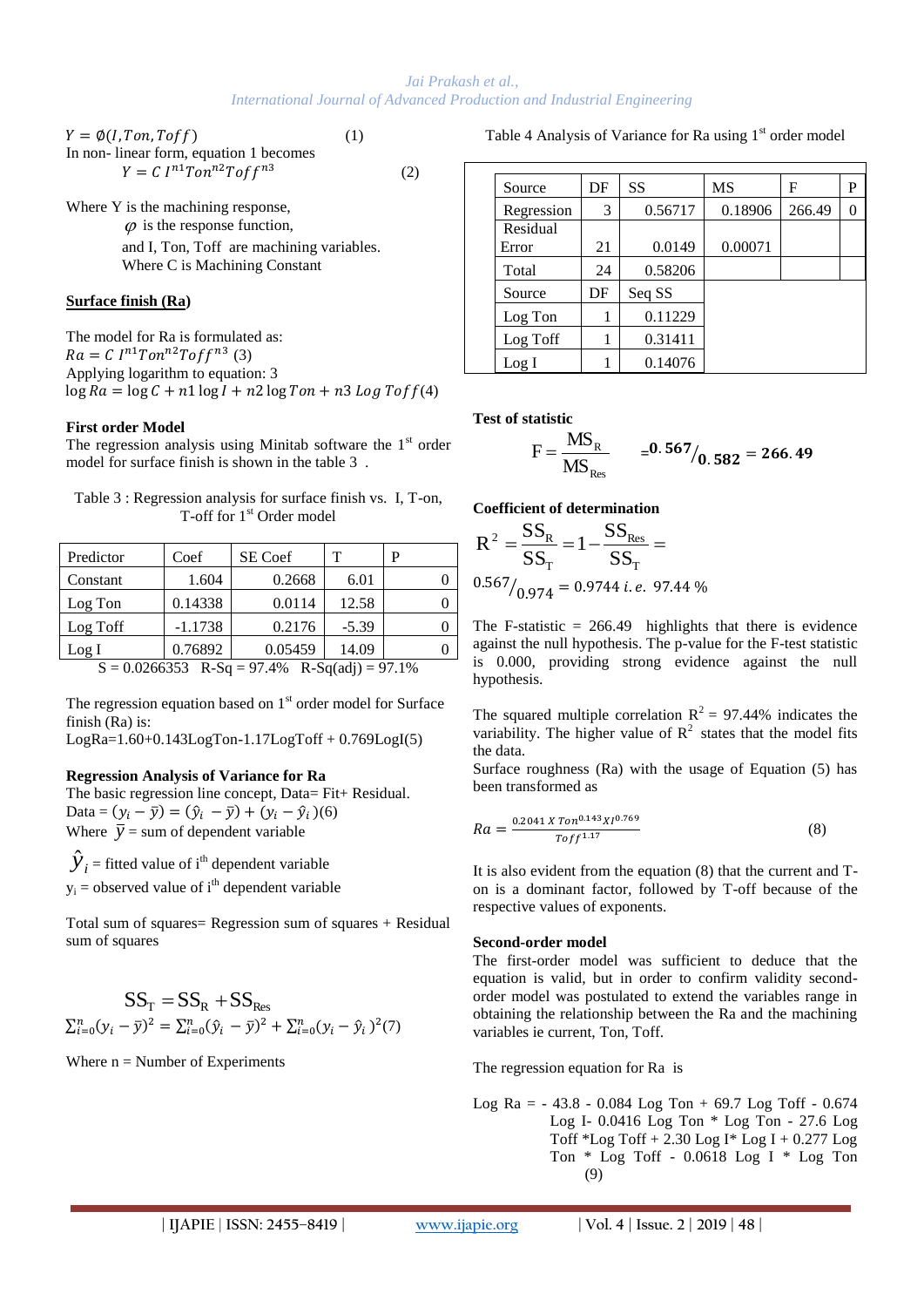$$Y = \emptyset(I, Ton, Toff) \quad (1)$$

In non- linear form, equation 1 becomes

$$Y = C\, I^{n1} Ton^{n2} Toff^{n3} \quad (2)$$

Where Y is the machining response,

$\varphi$ is the response function,

and I, Ton, Toff are machining variables.

Where C is Machining Constant

## Surface finish (Ra)

The model for Ra is formulated as:

$Ra = C\, I^{n1} Ton^{n2} Toff^{n3}$ (3)

Applying logarithm to equation: 3

$\log Ra = \log C + n1 \log I + n2 \log Ton + n3\, Log\, Toff$ (4)

### First order Model

The regression analysis using Minitab software the 1st order model for surface finish is shown in the table 3 .

Table 3 : Regression analysis for surface finish vs. I, T-on, T-off for 1st Order model

| Predictor | Coef | SE Coef | T | P |
|---|---|---|---|---|
| Constant | 1.604 | 0.2668 | 6.01 | 0 |
| Log Ton | 0.14338 | 0.0114 | 12.58 | 0 |
| Log Toff | -1.1738 | 0.2176 | -5.39 | 0 |
| Log I | 0.76892 | 0.05459 | 14.09 | 0 |

S = 0.0266353 R-Sq = 97.4% R-Sq(adj) = 97.1%

The regression equation based on 1st order model for Surface finish (Ra) is:

LogRa=1.60+0.143LogTon-1.17LogToff + 0.769LogI(5)

### Regression Analysis of Variance for Ra

The basic regression line concept, Data= Fit+ Residual.

Data = $(y_i - \bar{y}) = (\hat{y}_i - \bar{y}) + (y_i - \hat{y}_i)$(6)

Where $\bar{y}$ = sum of dependent variable

$\hat{y}_i$ = fitted value of ith dependent variable

$y_i$ = observed value of ith dependent variable

Total sum of squares= Regression sum of squares + Residual sum of squares

$$SS_T = SS_R + SS_{Res}$$

$$\sum_{i=0}^{n}(y_i - \bar{y})^2 = \sum_{i=0}^{n}(\hat{y}_i - \bar{y})^2 + \sum_{i=0}^{n}(y_i - \hat{y}_i)^2 \quad (7)$$

Where n = Number of Experiments

Table 4 Analysis of Variance for Ra using 1st order model

| Source | DF | SS | MS | F | P |
|---|---|---|---|---|---|
| Regression | 3 | 0.56717 | 0.18906 | 266.49 | 0 |
| Residual Error | 21 | 0.0149 | 0.00071 | | |
| Total | 24 | 0.58206 | | | |
| Source | DF | Seq SS | | | |
| Log Ton | 1 | 0.11229 | | | |
| Log Toff | 1 | 0.31411 | | | |
| Log I | 1 | 0.14076 | | | |

### Test of statistic

$$F = \frac{MS_R}{MS_{Res}} \quad = 0.567/_{0.582} = 266.49$$

### Coefficient of determination

$$R^2 = \frac{SS_R}{SS_T} = 1 - \frac{SS_{Res}}{SS_T} =$$

$0.567/_{0.974} = 0.9744$ *i.e.* 97.44 %

The F-statistic = 266.49 highlights that there is evidence against the null hypothesis. The p-value for the F-test statistic is 0.000, providing strong evidence against the null hypothesis.

The squared multiple correlation $R^2$ = 97.44% indicates the variability. The higher value of $R^2$ states that the model fits the data.

Surface roughness (Ra) with the usage of Equation (5) has been transformed as

$$Ra = \frac{0.2041\ X\ Ton^{0.143} X I^{0.769}}{Toff^{1.17}} \quad (8)$$

It is also evident from the equation (8) that the current and T-on is a dominant factor, followed by T-off because of the respective values of exponents.

### Second-order model

The first-order model was sufficient to deduce that the equation is valid, but in order to confirm validity second-order model was postulated to extend the variables range in obtaining the relationship between the Ra and the machining variables ie current, Ton, Toff.

The regression equation for Ra is

Log Ra = - 43.8 - 0.084 Log Ton + 69.7 Log Toff - 0.674 Log I- 0.0416 Log Ton * Log Ton - 27.6 Log Toff *Log Toff + 2.30 Log I* Log I + 0.277 Log Ton * Log Toff - 0.0618 Log I * Log Ton (9)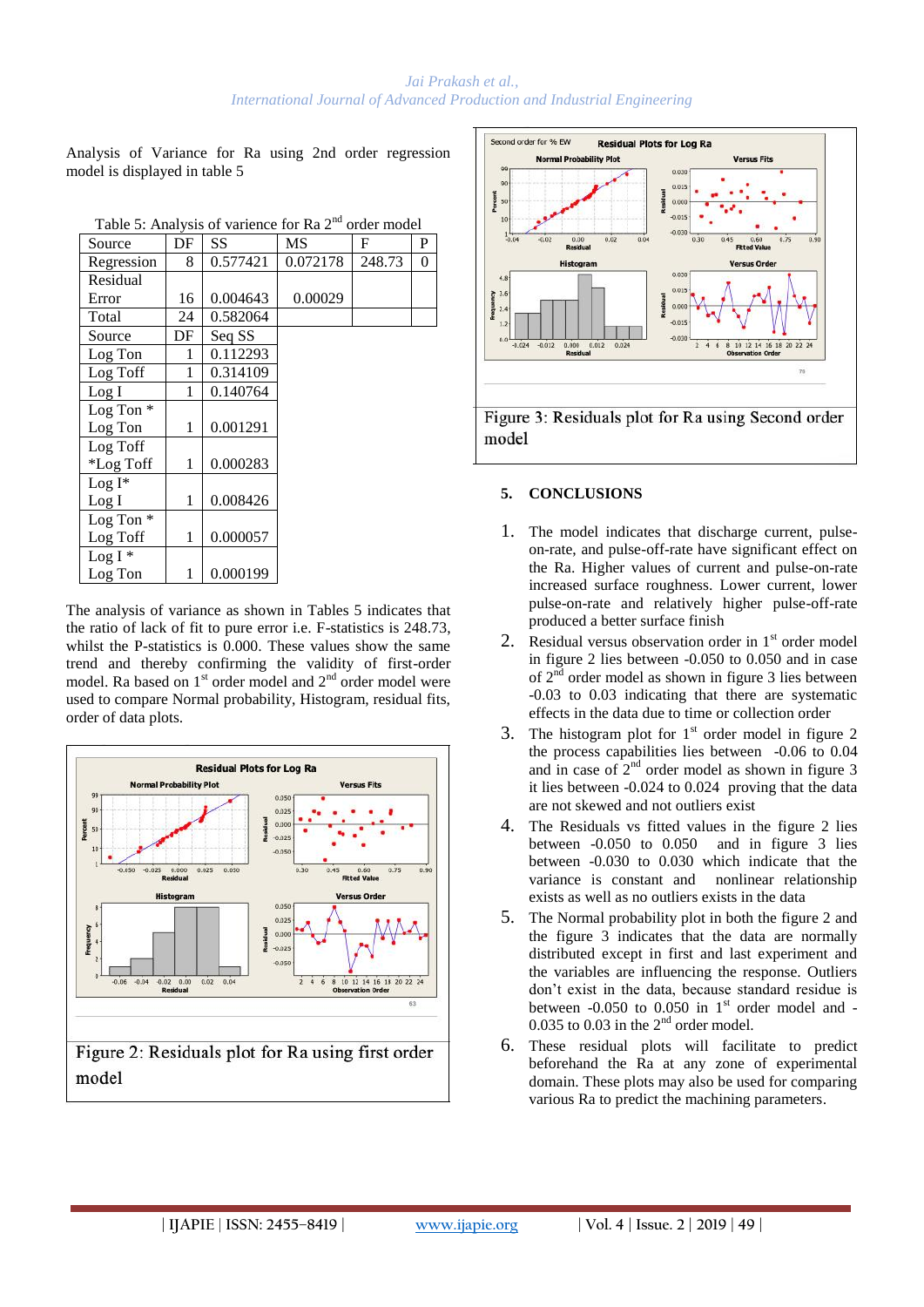Analysis of Variance for Ra using 2nd order regression model is displayed in table 5

Table 5: Analysis of varience for Ra 2nd order model

| Source | DF | SS | MS | F | P |
|---|---|---|---|---|---|
| Regression | 8 | 0.577421 | 0.072178 | 248.73 | 0 |
| Residual Error | 16 | 0.004643 | 0.00029 | | |
| Total | 24 | 0.582064 | | | |
| Source | DF | Seq SS | | | |
| Log Ton | 1 | 0.112293 | | | |
| Log Toff | 1 | 0.314109 | | | |
| Log I | 1 | 0.140764 | | | |
| Log Ton * Log Ton | 1 | 0.001291 | | | |
| Log Toff *Log Toff | 1 | 0.000283 | | | |
| Log I* Log I | 1 | 0.008426 | | | |
| Log Ton * Log Toff | 1 | 0.000057 | | | |
| Log I * Log Ton | 1 | 0.000199 | | | |

The analysis of variance as shown in Tables 5 indicates that the ratio of lack of fit to pure error i.e. F-statistics is 248.73, whilst the P-statistics is 0.000. These values show the same trend and thereby confirming the validity of first-order model. Ra based on 1st order model and 2nd order model were used to compare Normal probability, Histogram, residual fits, order of data plots.

Figure 2: Residuals plot for Ra using first order model

Figure 3: Residuals plot for Ra using Second order model

## 5. CONCLUSIONS

1. The model indicates that discharge current, pulse-on-rate, and pulse-off-rate have significant effect on the Ra. Higher values of current and pulse-on-rate increased surface roughness. Lower current, lower pulse-on-rate and relatively higher pulse-off-rate produced a better surface finish
2. Residual versus observation order in 1st order model in figure 2 lies between -0.050 to 0.050 and in case of 2nd order model as shown in figure 3 lies between -0.03 to 0.03 indicating that there are systematic effects in the data due to time or collection order
3. The histogram plot for 1st order model in figure 2 the process capabilities lies between -0.06 to 0.04 and in case of 2nd order model as shown in figure 3 it lies between -0.024 to 0.024 proving that the data are not skewed and not outliers exist
4. The Residuals vs fitted values in the figure 2 lies between -0.050 to 0.050 and in figure 3 lies between -0.030 to 0.030 which indicate that the variance is constant and nonlinear relationship exists as well as no outliers exists in the data
5. The Normal probability plot in both the figure 2 and the figure 3 indicates that the data are normally distributed except in first and last experiment and the variables are influencing the response. Outliers don't exist in the data, because standard residue is between -0.050 to 0.050 in 1st order model and -0.035 to 0.03 in the 2nd order model.
6. These residual plots will facilitate to predict beforehand the Ra at any zone of experimental domain. These plots may also be used for comparing various Ra to predict the machining parameters.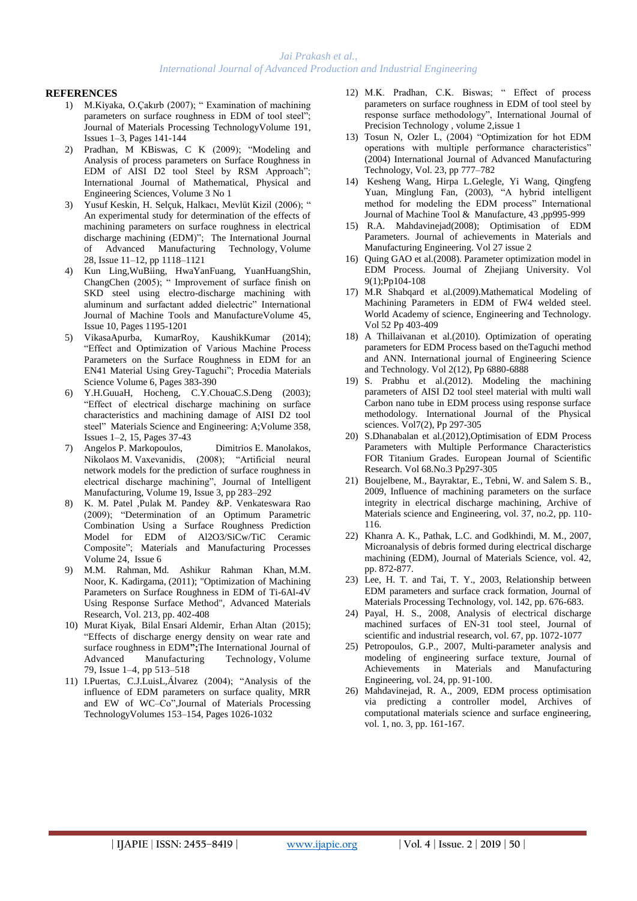## REFERENCES

1) M.Kiyaka, O.Çakırb (2007); " Examination of machining parameters on surface roughness in EDM of tool steel"; Journal of Materials Processing TechnologyVolume 191, Issues 1–3, Pages 141-144
2) Pradhan, M KBiswas, C K (2009); "Modeling and Analysis of process parameters on Surface Roughness in EDM of AISI D2 tool Steel by RSM Approach"; International Journal of Mathematical, Physical and Engineering Sciences, Volume 3 No 1
3) Yusuf Keskin, H. Selçuk, Halkacı, Mevlüt Kizil (2006); " An experimental study for determination of the effects of machining parameters on surface roughness in electrical discharge machining (EDM)"; The International Journal of Advanced Manufacturing Technology, Volume 28, Issue 11–12, pp 1118–1121
4) Kun Ling,WuBiing, HwaYanFuang, YuanHuangShin, ChangChen (2005); " Improvement of surface finish on SKD steel using electro-discharge machining with aluminum and surfactant added dielectric" International Journal of Machine Tools and ManufactureVolume 45, Issue 10, Pages 1195-1201
5) VikasaApurba, KumarRoy, KaushikKumar (2014); "Effect and Optimization of Various Machine Process Parameters on the Surface Roughness in EDM for an EN41 Material Using Grey-Taguchi"; Procedia Materials Science Volume 6, Pages 383-390
6) Y.H.GuuaH, Hocheng, C.Y.ChouaC.S.Deng (2003); "Effect of electrical discharge machining on surface characteristics and machining damage of AISI D2 tool steel" Materials Science and Engineering: A;Volume 358, Issues 1–2, 15, Pages 37-43
7) Angelos P. Markopoulos, Dimitrios E. Manolakos, Nikolaos M. Vaxevanidis, (2008); "Artificial neural network models for the prediction of surface roughness in electrical discharge machining", Journal of Intelligent Manufacturing, Volume 19, Issue 3, pp 283–292
8) K. M. Patel ,Pulak M. Pandey &P. Venkateswara Rao (2009); "Determination of an Optimum Parametric Combination Using a Surface Roughness Prediction Model for EDM of Al2O3/SiCw/TiC Ceramic Composite"; Materials and Manufacturing Processes Volume 24, Issue 6
9) M.M. Rahman, Md. Ashikur Rahman Khan, M.M. Noor, K. Kadirgama, (2011); "Optimization of Machining Parameters on Surface Roughness in EDM of Ti-6Al-4V Using Response Surface Method", Advanced Materials Research, Vol. 213, pp. 402-408
10) Murat Kiyak, Bilal Ensari Aldemir, Erhan Altan (2015); "Effects of discharge energy density on wear rate and surface roughness in EDM**";**The International Journal of Advanced Manufacturing Technology, Volume 79, Issue 1–4, pp 513–518
11) I.Puertas, C.J.LuisL,Álvarez (2004); "Analysis of the influence of EDM parameters on surface quality, MRR and EW of WC–Co",Journal of Materials Processing TechnologyVolumes 153–154, Pages 1026-1032
12) M.K. Pradhan, C.K. Biswas; " Effect of process parameters on surface roughness in EDM of tool steel by response surface methodology", International Journal of Precision Technology , volume 2,issue 1
13) Tosun N, Ozler L, (2004) "Optimization for hot EDM operations with multiple performance characteristics" (2004) International Journal of Advanced Manufacturing Technology, Vol. 23, pp 777–782
14) Kesheng Wang, Hirpa L.Gelegle, Yi Wang, Qingfeng Yuan, Minglung Fan, (2003), "A hybrid intelligent method for modeling the EDM process" International Journal of Machine Tool & Manufacture, 43 ,pp995-999
15) R.A. Mahdavinejad(2008); Optimisation of EDM Parameters. Journal of achievements in Materials and Manufacturing Engineering. Vol 27 issue 2
16) Quing GAO et al.(2008). Parameter optimization model in EDM Process. Journal of Zhejiang University. Vol 9(1);Pp104-108
17) M.R Shabqard et al.(2009).Mathematical Modeling of Machining Parameters in EDM of FW4 welded steel. World Academy of science, Engineering and Technology. Vol 52 Pp 403-409
18) A Thillaivanan et al.(2010). Optimization of operating parameters for EDM Process based on theTaguchi method and ANN. International journal of Engineering Science and Technology. Vol 2(12), Pp 6880-6888
19) S. Prabhu et al.(2012). Modeling the machining parameters of AISI D2 tool steel material with multi wall Carbon nano tube in EDM process using response surface methodology. International Journal of the Physical sciences. Vol7(2), Pp 297-305
20) S.Dhanabalan et al.(2012),Optimisation of EDM Process Parameters with Multiple Performance Characteristics FOR Titanium Grades. European Journal of Scientific Research. Vol 68.No.3 Pp297-305
21) Boujelbene, M., Bayraktar, E., Tebni, W. and Salem S. B., 2009, Influence of machining parameters on the surface integrity in electrical discharge machining, Archive of Materials science and Engineering, vol. 37, no.2, pp. 110-116.
22) Khanra A. K., Pathak, L.C. and Godkhindi, M. M., 2007, Microanalysis of debris formed during electrical discharge machining (EDM), Journal of Materials Science, vol. 42, pp. 872-877.
23) Lee, H. T. and Tai, T. Y., 2003, Relationship between EDM parameters and surface crack formation, Journal of Materials Processing Technology, vol. 142, pp. 676-683.
24) Payal, H. S., 2008, Analysis of electrical discharge machined surfaces of EN-31 tool steel, Journal of scientific and industrial research, vol. 67, pp. 1072-1077
25) Petropoulos, G.P., 2007, Multi-parameter analysis and modeling of engineering surface texture, Journal of Achievements in Materials and Manufacturing Engineering, vol. 24, pp. 91-100.
26) Mahdavinejad, R. A., 2009, EDM process optimisation via predicting a controller model, Archives of computational materials science and surface engineering, vol. 1, no. 3, pp. 161-167.